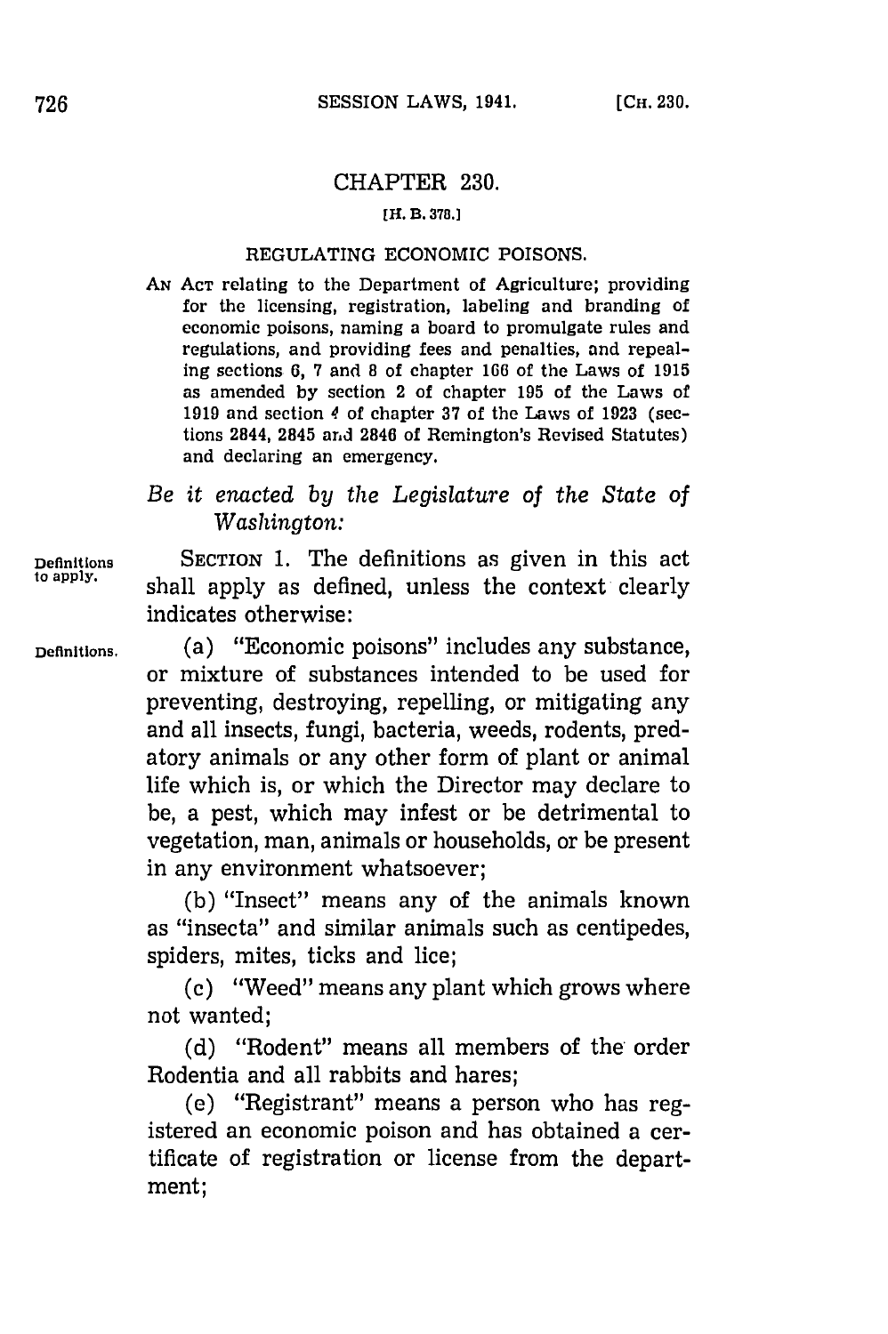# CHAPTER 230.

[H. B. 378.]

## REGULATING ECONOMIC POISONS.

AN ACT relating to the Department of Agriculture; providing for the licensing, registration, labeling and branding of economic poisons, naming a board to promulgate rules and regulations, and providing fees and penalties, and repealing sections 6, 7 and 8 of chapter 166 of the Laws of 1915 as amended by section 2 of chapter 195 of the Laws of 1919 and section 4 of chapter 37 of the Laws of 1923 (sections 2844, 2845 and 2846 of Remington's Revised Statutes) and declaring an emergency.

*Be it enacted by the Legislature of the State of Washington:*

Definitions to apply.

SECTION 1. The definitions as given in this act shall apply as defined, unless the context clearly indicates otherwise:

Definitions.

(a) "Economic poisons" includes any substance, or mixture of substances intended to be used for preventing, destroying, repelling, or mitigating any and all insects, fungi, bacteria, weeds, rodents, predatory animals or any other form of plant or animal life which is, or which the Director may declare to be, a pest, which may infest or be detrimental to vegetation, man, animals or households, or be present in any environment whatsoever;

(b) "Insect" means any of the animals known as "insecta" and similar animals such as centipedes, spiders, mites, ticks and lice;

(c) "Weed" means any plant which grows where not wanted;

(d) "Rodent" means all members of the order Rodentia and all rabbits and hares;

(e) "Registrant" means a person who has registered an economic poison and has obtained a certificate of registration or license from the department;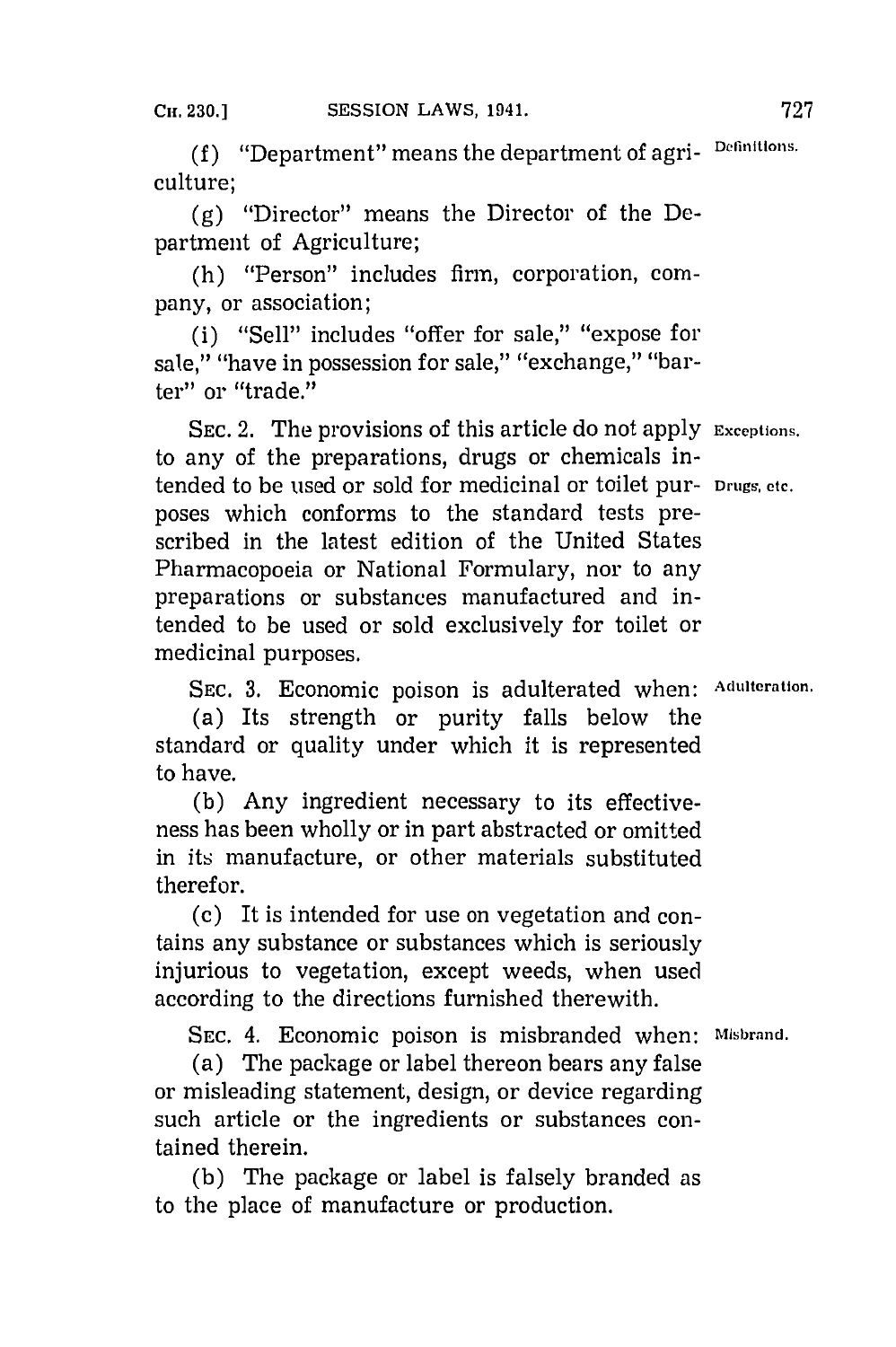(f) "Department" means the department of agriculture; *Definitions.*

(g) "Director" means the Director of the Department of Agriculture;

(h) "Person" includes firm, corporation, company, or association;

(i) "Sell" includes "offer for sale," "expose for sale," "have in possession for sale," "exchange," "barter" or "trade."

SEC. 2. The provisions of this article do not apply to any of the preparations, drugs or chemicals intended to be used or sold for medicinal or toilet purposes which conforms to the standard tests prescribed in the latest edition of the United States Pharmacopoeia or National Formulary, nor to any preparations or substances manufactured and intended to be used or sold exclusively for toilet or medicinal purposes. *Exceptions. Drugs, etc.*

SEC. 3. Economic poison is adulterated when: *Adulteration.*

(a) Its strength or purity falls below the standard or quality under which it is represented to have.

(b) Any ingredient necessary to its effectiveness has been wholly or in part abstracted or omitted in its manufacture, or other materials substituted therefor.

(c) It is intended for use on vegetation and contains any substance or substances which is seriously injurious to vegetation, except weeds, when used according to the directions furnished therewith.

SEC. 4. Economic poison is misbranded when: *Misbrand.*

(a) The package or label thereon bears any false or misleading statement, design, or device regarding such article or the ingredients or substances contained therein.

(b) The package or label is falsely branded as to the place of manufacture or production.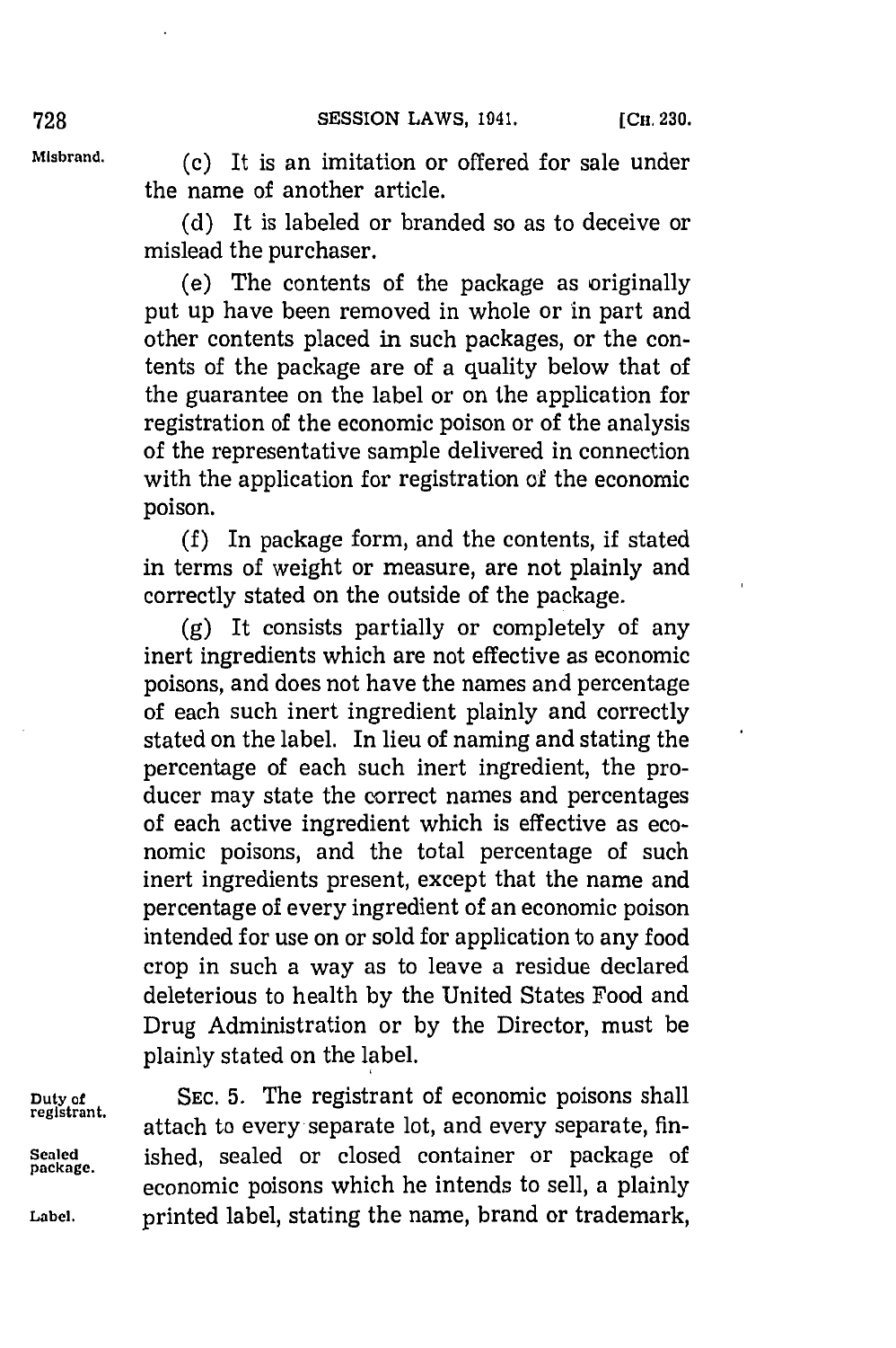Misbrand.

(c) It is an imitation or offered for sale under the name of another article.

(d) It is labeled or branded so as to deceive or mislead the purchaser.

(e) The contents of the package as originally put up have been removed in whole or in part and other contents placed in such packages, or the contents of the package are of a quality below that of the guarantee on the label or on the application for registration of the economic poison or of the analysis of the representative sample delivered in connection with the application for registration of the economic poison.

(f) In package form, and the contents, if stated in terms of weight or measure, are not plainly and correctly stated on the outside of the package.

(g) It consists partially or completely of any inert ingredients which are not effective as economic poisons, and does not have the names and percentage of each such inert ingredient plainly and correctly stated on the label. In lieu of naming and stating the percentage of each such inert ingredient, the producer may state the correct names and percentages of each active ingredient which is effective as economic poisons, and the total percentage of such inert ingredients present, except that the name and percentage of every ingredient of an economic poison intended for use on or sold for application to any food crop in such a way as to leave a residue declared deleterious to health by the United States Food and Drug Administration or by the Director, must be plainly stated on the label.

Duty of registrant. Sealed package. Label.

SEC. 5. The registrant of economic poisons shall attach to every separate lot, and every separate, finished, sealed or closed container or package of economic poisons which he intends to sell, a plainly printed label, stating the name, brand or trademark,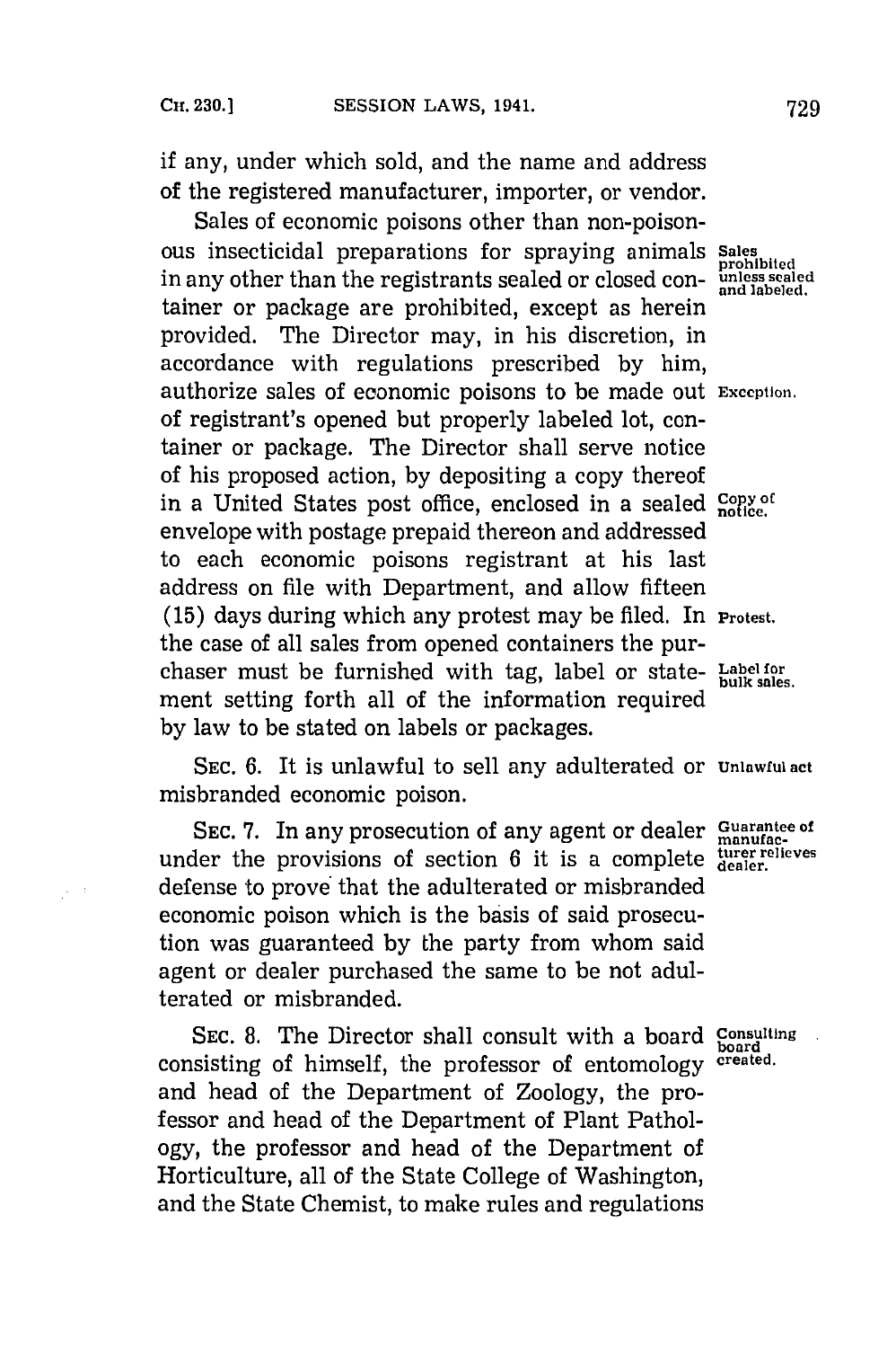if any, under which sold, and the name and address of the registered manufacturer, importer, or vendor.

Sales of economic poisons other than non-poisonous insecticidal preparations for spraying animals in any other than the registrants sealed or closed container or package are prohibited, except as herein provided. The Director may, in his discretion, in accordance with regulations prescribed by him, authorize sales of economic poisons to be made out of registrant's opened but properly labeled lot, container or package. The Director shall serve notice of his proposed action, by depositing a copy thereof in a United States post office, enclosed in a sealed envelope with postage prepaid thereon and addressed to each economic poisons registrant at his last address on file with Department, and allow fifteen (15) days during which any protest may be filed. In the case of all sales from opened containers the purchaser must be furnished with tag, label or statement setting forth all of the information required by law to be stated on labels or packages.

*Sales prohibited unless sealed and labeled.*

*Exception.*

*Copy of notice.*

*Protest.*

*Label for bulk sales.*

SEC. 6. It is unlawful to sell any adulterated or misbranded economic poison.

*Unlawful act*

SEC. 7. In any prosecution of any agent or dealer under the provisions of section 6 it is a complete defense to prove that the adulterated or misbranded economic poison which is the basis of said prosecution was guaranteed by the party from whom said agent or dealer purchased the same to be not adulterated or misbranded.

*Guarantee of manufacturer relieves dealer.*

SEC. 8. The Director shall consult with a board consisting of himself, the professor of entomology and head of the Department of Zoology, the professor and head of the Department of Plant Pathology, the professor and head of the Department of Horticulture, all of the State College of Washington, and the State Chemist, to make rules and regulations

*Consulting board created.*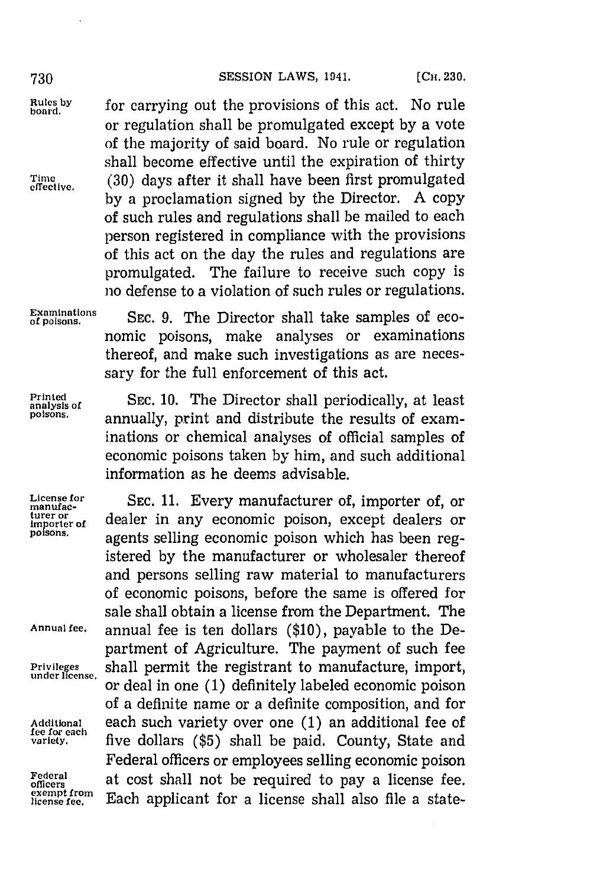for carrying out the provisions of this act. No rule or regulation shall be promulgated except by a vote of the majority of said board. No rule or regulation shall become effective until the expiration of thirty (30) days after it shall have been first promulgated by a proclamation signed by the Director. A copy of such rules and regulations shall be mailed to each person registered in compliance with the provisions of this act on the day the rules and regulations are promulgated. The failure to receive such copy is no defense to a violation of such rules or regulations.

SEC. 9. The Director shall take samples of economic poisons, make analyses or examinations thereof, and make such investigations as are necessary for the full enforcement of this act.

SEC. 10. The Director shall periodically, at least annually, print and distribute the results of examinations or chemical analyses of official samples of economic poisons taken by him, and such additional information as he deems advisable.

SEC. 11. Every manufacturer of, importer of, or dealer in any economic poison, except dealers or agents selling economic poison which has been registered by the manufacturer or wholesaler thereof and persons selling raw material to manufacturers of economic poisons, before the same is offered for sale shall obtain a license from the Department. The annual fee is ten dollars ($10), payable to the Department of Agriculture. The payment of such fee shall permit the registrant to manufacture, import, or deal in one (1) definitely labeled economic poison of a definite name or a definite composition, and for each such variety over one (1) an additional fee of five dollars ($5) shall be paid. County, State and Federal officers or employees selling economic poison at cost shall not be required to pay a license fee. Each applicant for a license shall also file a state-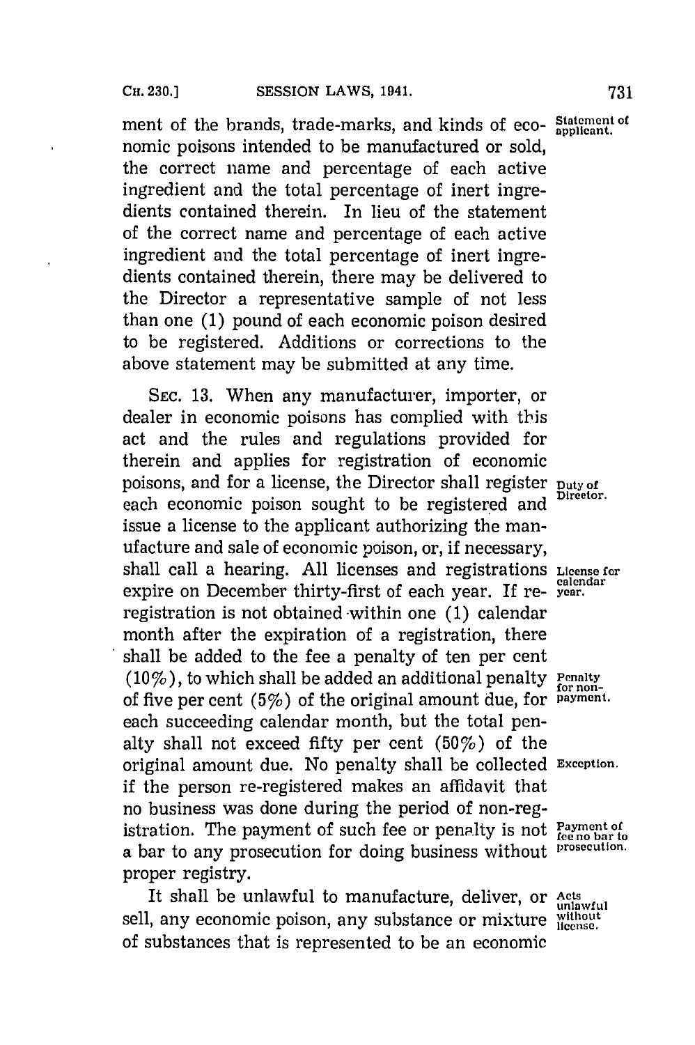ment of the brands, trade-marks, and kinds of economic poisons intended to be manufactured or sold, the correct name and percentage of each active ingredient and the total percentage of inert ingredients contained therein. In lieu of the statement of the correct name and percentage of each active ingredient and the total percentage of inert ingredients contained therein, there may be delivered to the Director a representative sample of not less than one (1) pound of each economic poison desired to be registered. Additions or corrections to the above statement may be submitted at any time.

*Statement of applicant.*

SEC. 13. When any manufacturer, importer, or dealer in economic poisons has complied with this act and the rules and regulations provided for therein and applies for registration of economic poisons, and for a license, the Director shall register each economic poison sought to be registered and issue a license to the applicant authorizing the manufacture and sale of economic poison, or, if necessary, shall call a hearing. All licenses and registrations expire on December thirty-first of each year. If re-registration is not obtained within one (1) calendar month after the expiration of a registration, there shall be added to the fee a penalty of ten per cent (10%), to which shall be added an additional penalty of five per cent (5%) of the original amount due, for each succeeding calendar month, but the total penalty shall not exceed fifty per cent (50%) of the original amount due. No penalty shall be collected if the person re-registered makes an affidavit that no business was done during the period of non-registration. The payment of such fee or penalty is not a bar to any prosecution for doing business without proper registry.

*Duty of Director.*

*License for calendar year.*

*Penalty for non-payment.*

*Exception.*

*Payment of fee no bar to prosecution.*

It shall be unlawful to manufacture, deliver, or sell, any economic poison, any substance or mixture of substances that is represented to be an economic

*Acts unlawful without license.*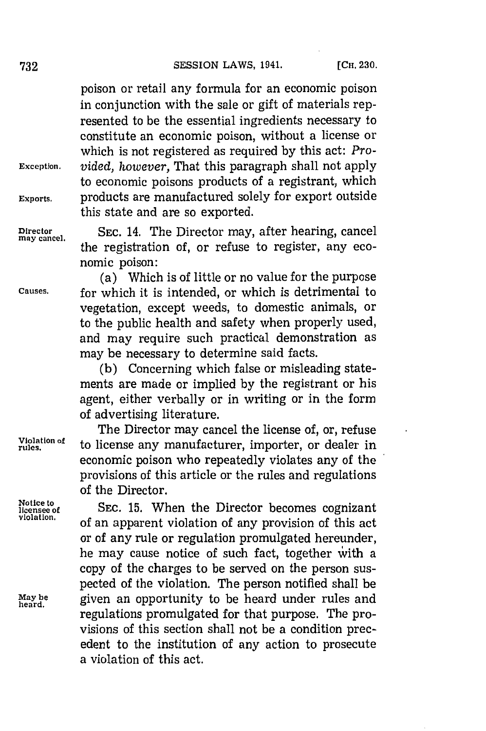poison or retail any formula for an economic poison in conjunction with the sale or gift of materials represented to be the essential ingredients necessary to constitute an economic poison, without a license or which is not registered as required by this act: *Provided, however,* That this paragraph shall not apply to economic poisons products of a registrant, which products are manufactured solely for export outside this state and are so exported.

SEC. 14. The Director may, after hearing, cancel the registration of, or refuse to register, any economic poison:

(a) Which is of little or no value for the purpose for which it is intended, or which is detrimental to vegetation, except weeds, to domestic animals, or to the public health and safety when properly used, and may require such practical demonstration as may be necessary to determine said facts.

(b) Concerning which false or misleading statements are made or implied by the registrant or his agent, either verbally or in writing or in the form of advertising literature.

The Director may cancel the license of, or, refuse to license any manufacturer, importer, or dealer in economic poison who repeatedly violates any of the provisions of this article or the rules and regulations of the Director.

SEC. 15. When the Director becomes cognizant of an apparent violation of any provision of this act or of any rule or regulation promulgated hereunder, he may cause notice of such fact, together with a copy of the charges to be served on the person suspected of the violation. The person notified shall be given an opportunity to be heard under rules and regulations promulgated for that purpose. The provisions of this section shall not be a condition precedent to the institution of any action to prosecute a violation of this act.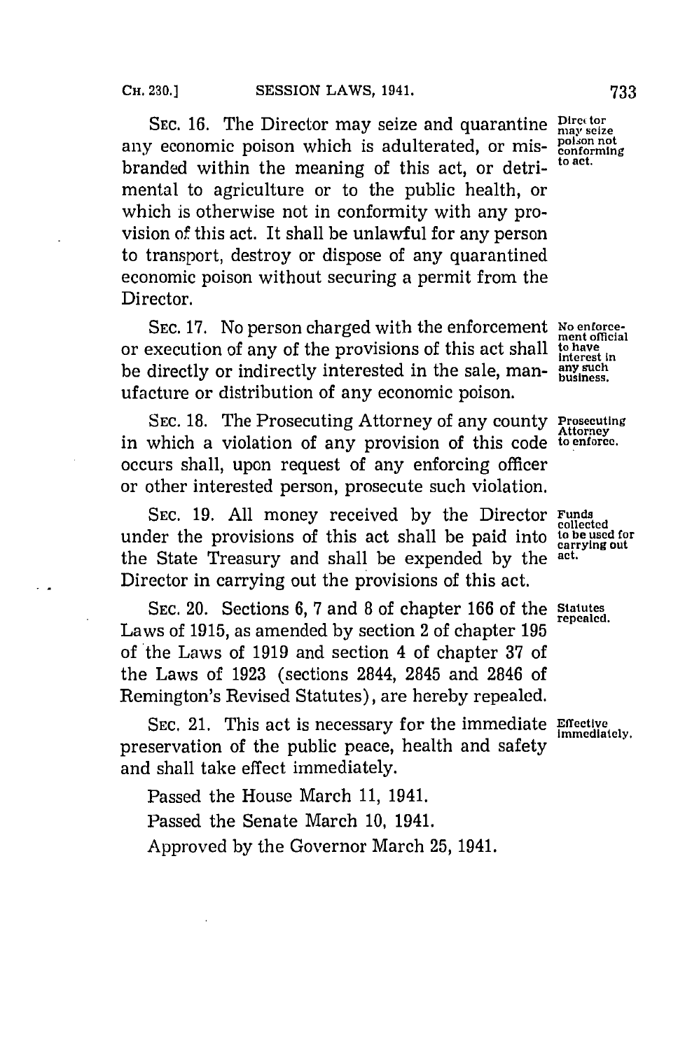SEC. 16. The Director may seize and quarantine any economic poison which is adulterated, or misbranded within the meaning of this act, or detrimental to agriculture or to the public health, or which is otherwise not in conformity with any provision of this act. It shall be unlawful for any person to transport, destroy or dispose of any quarantined economic poison without securing a permit from the Director.

Director may seize poison not conforming to act.

SEC. 17. No person charged with the enforcement or execution of any of the provisions of this act shall be directly or indirectly interested in the sale, manufacture or distribution of any economic poison.

No enforcement official to have interest in any such business.

SEC. 18. The Prosecuting Attorney of any county in which a violation of any provision of this code occurs shall, upon request of any enforcing officer or other interested person, prosecute such violation.

Prosecuting Attorney to enforce.

SEC. 19. All money received by the Director under the provisions of this act shall be paid into the State Treasury and shall be expended by the Director in carrying out the provisions of this act.

Funds collected to be used for carrying out act.

SEC. 20. Sections 6, 7 and 8 of chapter 166 of the Laws of 1915, as amended by section 2 of chapter 195 of the Laws of 1919 and section 4 of chapter 37 of the Laws of 1923 (sections 2844, 2845 and 2846 of Remington's Revised Statutes), are hereby repealed.

Statutes repealed.

SEC. 21. This act is necessary for the immediate preservation of the public peace, health and safety and shall take effect immediately.

Effective immediately.

Passed the House March 11, 1941.

Passed the Senate March 10, 1941.

Approved by the Governor March 25, 1941.